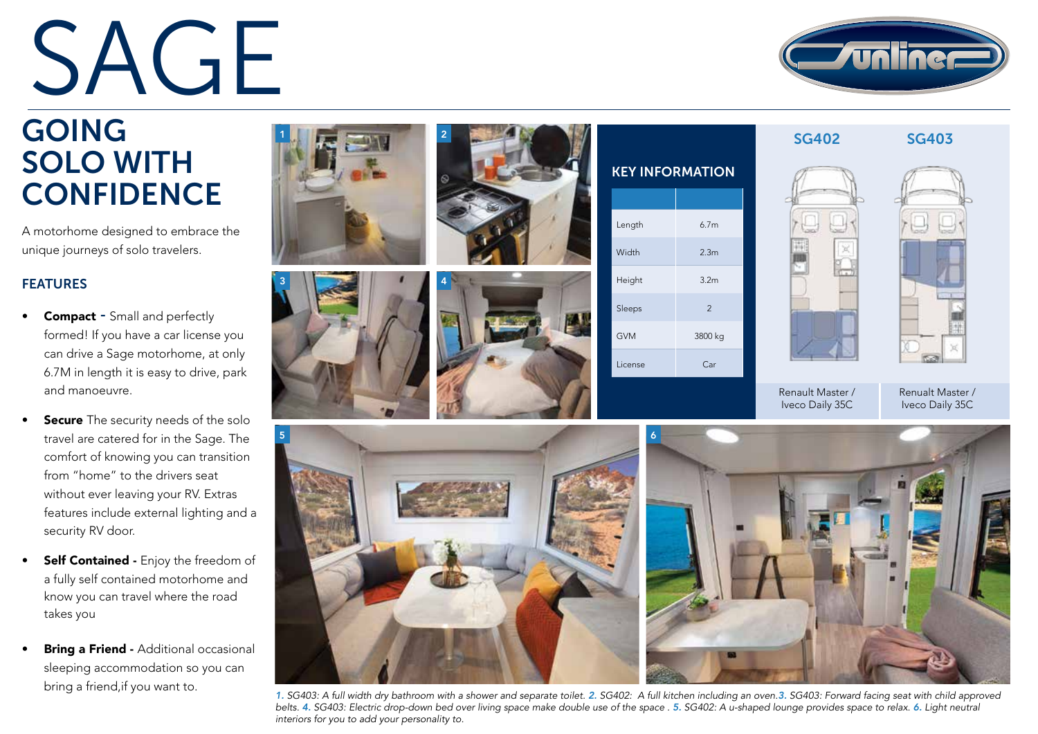# SAGE

## GOING SOLO WITH CONFIDENCE

A motorhome designed to embrace the unique journeys of solo travelers.

### FEATURES

- **Compact** - Small and perfectly formed! If you have a car license you can drive a Sage motorhome, at only 6.7M in length it is easy to drive, park and manoeuvre.
- **Secure** The security needs of the solo travel are catered for in the Sage. The comfort of knowing you can transition from "home" to the drivers seat without ever leaving your RV. Extras features include external lighting and a security RV door.
- **Self Contained** - Enjoy the freedom of a fully self contained motorhome and know you can travel where the road takes you
- **Bring a Friend** - Additional occasional sleeping accommodation so you can bring a friend,if you want to.

### KEY INFORMATION

| | |
|---|---|
| Length | 6.7m |
| Width | 2.3m |
| Height | 3.2m |
| Sleeps | 2 |
| GVM | 3800 kg |
| License | Car |

| SG402 | SG403 |
|---|---|
| Renault Master / Iveco Daily 35C | Renualt Master / Iveco Daily 35C |

*1. SG403: A full width dry bathroom with a shower and separate toilet. 2. SG402: A full kitchen including an oven. 3. SG403: Forward facing seat with child approved belts. 4. SG403: Electric drop-down bed over living space make double use of the space . 5. SG402: A u-shaped lounge provides space to relax. 6. Light neutral interiors for you to add your personality to.*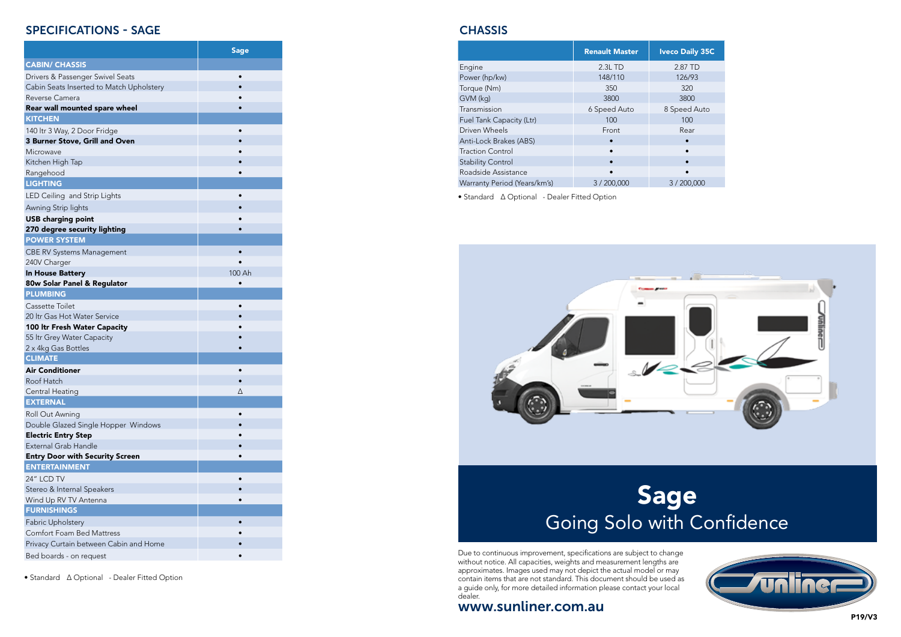## SPECIFICATIONS - SAGE

| | Sage |
|---|---|
| **CABIN/ CHASSIS** | |
| Drivers & Passenger Swivel Seats | • |
| Cabin Seats Inserted to Match Upholstery | • |
| Reverse Camera | • |
| **Rear wall mounted spare wheel** | • |
| **KITCHEN** | |
| 140 ltr 3 Way, 2 Door Fridge | • |
| **3 Burner Stove, Grill and Oven** | • |
| Microwave | • |
| Kitchen High Tap | • |
| Rangehood | • |
| **LIGHTING** | |
| LED Ceiling and Strip Lights | • |
| Awning Strip lights | • |
| **USB charging point** | • |
| **270 degree security lighting** | • |
| **POWER SYSTEM** | |
| CBE RV Systems Management | • |
| 240V Charger | • |
| **In House Battery** | 100 Ah |
| **80w Solar Panel & Regulator** | • |
| **PLUMBING** | |
| Cassette Toilet | • |
| 20 ltr Gas Hot Water Service | • |
| **100 ltr Fresh Water Capacity** | • |
| 55 ltr Grey Water Capacity | • |
| 2 x 4kg Gas Bottles | • |
| **CLIMATE** | |
| **Air Conditioner** | • |
| Roof Hatch | • |
| Central Heating | Δ |
| **EXTERNAL** | |
| Roll Out Awning | • |
| Double Glazed Single Hopper Windows | • |
| **Electric Entry Step** | • |
| External Grab Handle | • |
| **Entry Door with Security Screen** | • |
| **ENTERTAINMENT** | |
| 24" LCD TV | • |
| Stereo & Internal Speakers | • |
| Wind Up RV TV Antenna | • |
| **FURNISHINGS** | |
| Fabric Upholstery | • |
| Comfort Foam Bed Mattress | • |
| Privacy Curtain between Cabin and Home | • |
| Bed boards - on request | • |

• Standard Δ Optional - Dealer Fitted Option

## CHASSIS

| | Renault Master | Iveco Daily 35C |
|---|---|---|
| Engine | 2.3L TD | 2.87 TD |
| Power (hp/kw) | 148/110 | 126/93 |
| Torque (Nm) | 350 | 320 |
| GVM (kg) | 3800 | 3800 |
| Transmission | 6 Speed Auto | 8 Speed Auto |
| Fuel Tank Capacity (Ltr) | 100 | 100 |
| Driven Wheels | Front | Rear |
| Anti-Lock Brakes (ABS) | • | • |
| Traction Control | • | • |
| Stability Control | • | • |
| Roadside Assistance | • | • |
| Warranty Period (Years/km's) | 3 / 200,000 | 3 / 200,000 |

• Standard Δ Optional - Dealer Fitted Option

# Sage
Going Solo with Confidence

Due to continuous improvement, specifications are subject to change without notice. All capacities, weights and measurement lengths are approximates. Images used may not depict the actual model or may contain items that are not standard. This document should be used as a guide only, for more detailed information please contact your local dealer.

**www.sunliner.com.au**

P19/V3